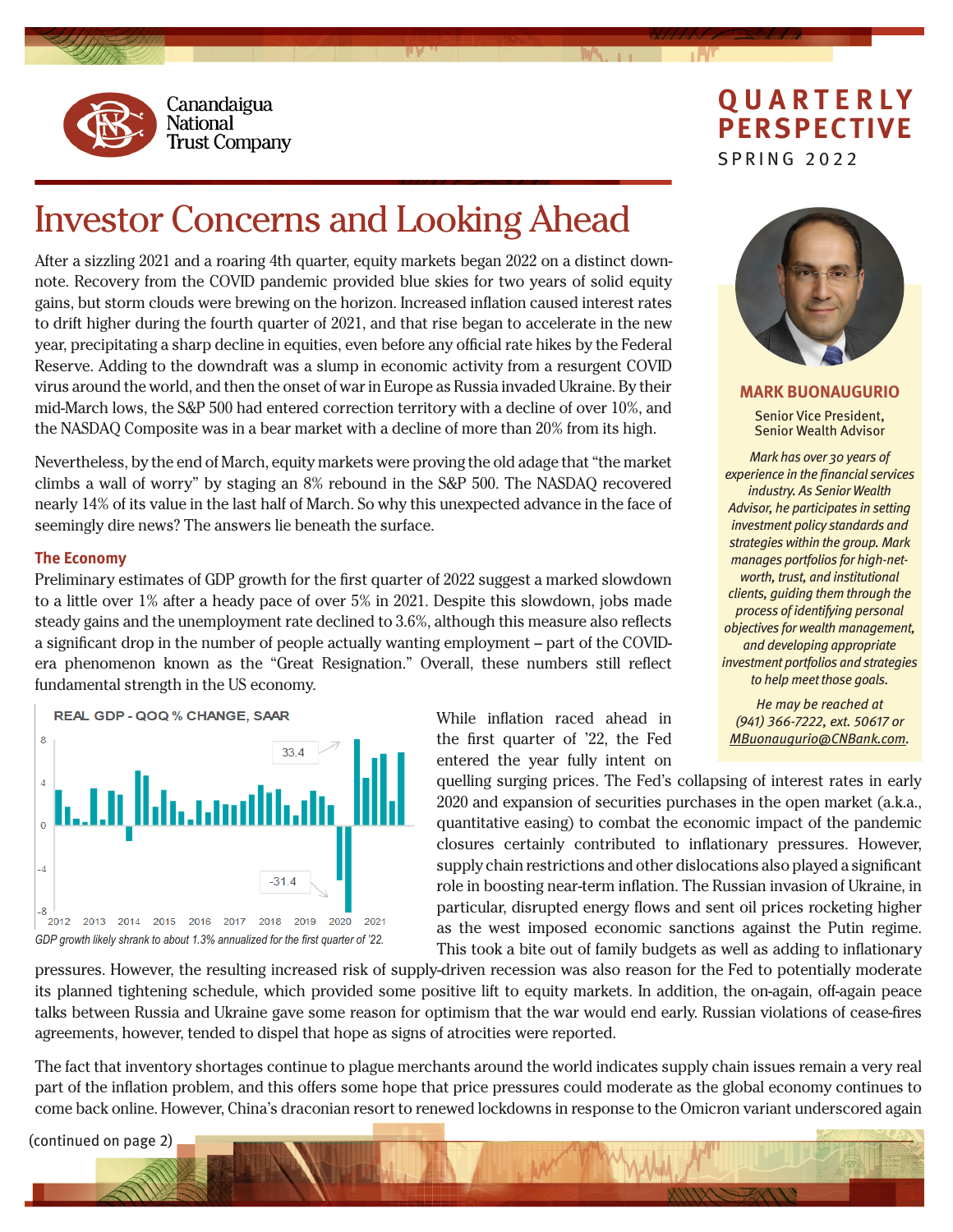Canandaigua National Trust Company

# QUARTERLY PERSPECTIVE

SPRING 2022

# Investor Concerns and Looking Ahead

After a sizzling 2021 and a roaring 4th quarter, equity markets began 2022 on a distinct downnote. Recovery from the COVID pandemic provided blue skies for two years of solid equity gains, but storm clouds were brewing on the horizon. Increased inflation caused interest rates to drift higher during the fourth quarter of 2021, and that rise began to accelerate in the new year, precipitating a sharp decline in equities, even before any official rate hikes by the Federal Reserve. Adding to the downdraft was a slump in economic activity from a resurgent COVID virus around the world, and then the onset of war in Europe as Russia invaded Ukraine. By their mid-March lows, the S&P 500 had entered correction territory with a decline of over 10%, and the NASDAQ Composite was in a bear market with a decline of more than 20% from its high.

Nevertheless, by the end of March, equity markets were proving the old adage that "the market climbs a wall of worry" by staging an 8% rebound in the S&P 500. The NASDAQ recovered nearly 14% of its value in the last half of March. So why this unexpected advance in the face of seemingly dire news? The answers lie beneath the surface.

### The Economy

Preliminary estimates of GDP growth for the first quarter of 2022 suggest a marked slowdown to a little over 1% after a heady pace of over 5% in 2021. Despite this slowdown, jobs made steady gains and the unemployment rate declined to 3.6%, although this measure also reflects a significant drop in the number of people actually wanting employment – part of the COVID-era phenomenon known as the "Great Resignation." Overall, these numbers still reflect fundamental strength in the US economy.

REAL GDP - QOQ % CHANGE, SAAR

*GDP growth likely shrank to about 1.3% annualized for the first quarter of '22.*

While inflation raced ahead in the first quarter of '22, the Fed entered the year fully intent on quelling surging prices. The Fed's collapsing of interest rates in early 2020 and expansion of securities purchases in the open market (a.k.a., quantitative easing) to combat the economic impact of the pandemic closures certainly contributed to inflationary pressures. However, supply chain restrictions and other dislocations also played a significant role in boosting near-term inflation. The Russian invasion of Ukraine, in particular, disrupted energy flows and sent oil prices rocketing higher as the west imposed economic sanctions against the Putin regime. This took a bite out of family budgets as well as adding to inflationary pressures. However, the resulting increased risk of supply-driven recession was also reason for the Fed to potentially moderate its planned tightening schedule, which provided some positive lift to equity markets. In addition, the on-again, off-again peace talks between Russia and Ukraine gave some reason for optimism that the war would end early. Russian violations of cease-fires agreements, however, tended to dispel that hope as signs of atrocities were reported.

The fact that inventory shortages continue to plague merchants around the world indicates supply chain issues remain a very real part of the inflation problem, and this offers some hope that price pressures could moderate as the global economy continues to come back online. However, China's draconian resort to renewed lockdowns in response to the Omicron variant underscored again

(continued on page 2)

**MARK BUONAUGURIO**

Senior Vice President,
Senior Wealth Advisor

*Mark has over 30 years of experience in the financial services industry. As Senior Wealth Advisor, he participates in setting investment policy standards and strategies within the group. Mark manages portfolios for high-net-worth, trust, and institutional clients, guiding them through the process of identifying personal objectives for wealth management, and developing appropriate investment portfolios and strategies to help meet those goals.*

*He may be reached at (941) 366-7222, ext. 50617 or MBuonaugurio@CNBank.com.*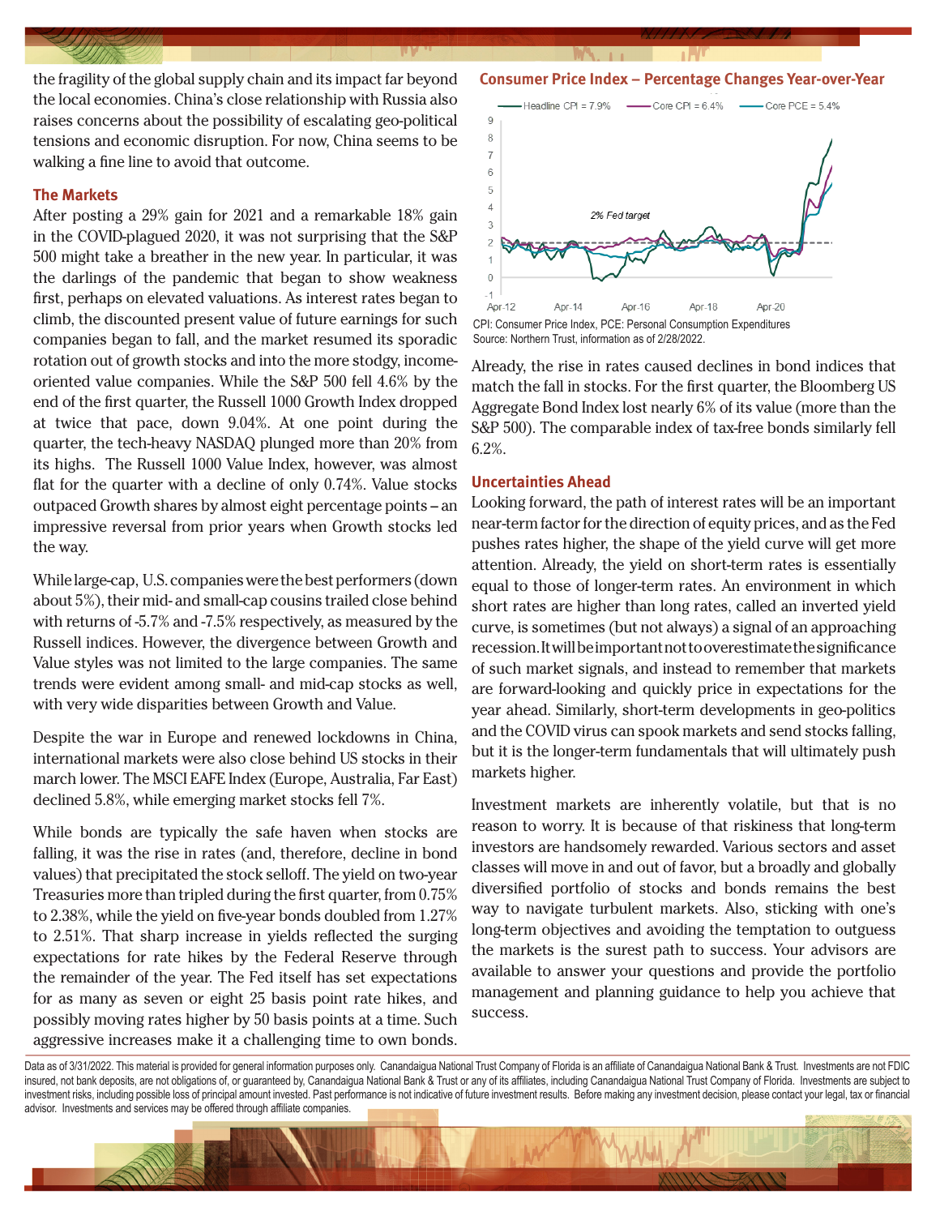the fragility of the global supply chain and its impact far beyond the local economies. China's close relationship with Russia also raises concerns about the possibility of escalating geo-political tensions and economic disruption. For now, China seems to be walking a fine line to avoid that outcome.

## The Markets

After posting a 29% gain for 2021 and a remarkable 18% gain in the COVID-plagued 2020, it was not surprising that the S&P 500 might take a breather in the new year. In particular, it was the darlings of the pandemic that began to show weakness first, perhaps on elevated valuations. As interest rates began to climb, the discounted present value of future earnings for such companies began to fall, and the market resumed its sporadic rotation out of growth stocks and into the more stodgy, income-oriented value companies. While the S&P 500 fell 4.6% by the end of the first quarter, the Russell 1000 Growth Index dropped at twice that pace, down 9.04%. At one point during the quarter, the tech-heavy NASDAQ plunged more than 20% from its highs. The Russell 1000 Value Index, however, was almost flat for the quarter with a decline of only 0.74%. Value stocks outpaced Growth shares by almost eight percentage points – an impressive reversal from prior years when Growth stocks led the way.

While large-cap, U.S. companies were the best performers (down about 5%), their mid- and small-cap cousins trailed close behind with returns of -5.7% and -7.5% respectively, as measured by the Russell indices. However, the divergence between Growth and Value styles was not limited to the large companies. The same trends were evident among small- and mid-cap stocks as well, with very wide disparities between Growth and Value.

Despite the war in Europe and renewed lockdowns in China, international markets were also close behind US stocks in their march lower. The MSCI EAFE Index (Europe, Australia, Far East) declined 5.8%, while emerging market stocks fell 7%.

While bonds are typically the safe haven when stocks are falling, it was the rise in rates (and, therefore, decline in bond values) that precipitated the stock selloff. The yield on two-year Treasuries more than tripled during the first quarter, from 0.75% to 2.38%, while the yield on five-year bonds doubled from 1.27% to 2.51%. That sharp increase in yields reflected the surging expectations for rate hikes by the Federal Reserve through the remainder of the year. The Fed itself has set expectations for as many as seven or eight 25 basis point rate hikes, and possibly moving rates higher by 50 basis points at a time. Such aggressive increases make it a challenging time to own bonds.

### Consumer Price Index – Percentage Changes Year-over-Year

Headline CPI = 7.9%
Core CPI = 6.4%
Core PCE = 5.4%
9
8
7
6
5
4
3
2
1
0
-1
2% Fed target
Apr-12
Apr-14
Apr-16
Apr-18
Apr-20

CPI: Consumer Price Index, PCE: Personal Consumption Expenditures
Source: Northern Trust, information as of 2/28/2022.

Already, the rise in rates caused declines in bond indices that match the fall in stocks. For the first quarter, the Bloomberg US Aggregate Bond Index lost nearly 6% of its value (more than the S&P 500). The comparable index of tax-free bonds similarly fell 6.2%.

## Uncertainties Ahead

Looking forward, the path of interest rates will be an important near-term factor for the direction of equity prices, and as the Fed pushes rates higher, the shape of the yield curve will get more attention. Already, the yield on short-term rates is essentially equal to those of longer-term rates. An environment in which short rates are higher than long rates, called an inverted yield curve, is sometimes (but not always) a signal of an approaching recession. It will be important not to overestimate the significance of such market signals, and instead to remember that markets are forward-looking and quickly price in expectations for the year ahead. Similarly, short-term developments in geo-politics and the COVID virus can spook markets and send stocks falling, but it is the longer-term fundamentals that will ultimately push markets higher.

Investment markets are inherently volatile, but that is no reason to worry. It is because of that riskiness that long-term investors are handsomely rewarded. Various sectors and asset classes will move in and out of favor, but a broadly and globally diversified portfolio of stocks and bonds remains the best way to navigate turbulent markets. Also, sticking with one's long-term objectives and avoiding the temptation to outguess the markets is the surest path to success. Your advisors are available to answer your questions and provide the portfolio management and planning guidance to help you achieve that success.

Data as of 3/31/2022. This material is provided for general information purposes only. Canandaigua National Trust Company of Florida is an affiliate of Canandaigua National Bank & Trust. Investments are not FDIC insured, not bank deposits, are not obligations of, or guaranteed by, Canandaigua National Bank & Trust or any of its affiliates, including Canandaigua National Trust Company of Florida. Investments are subject to investment risks, including possible loss of principal amount invested. Past performance is not indicative of future investment results. Before making any investment decision, please contact your legal, tax or financial advisor. Investments and services may be offered through affiliate companies.